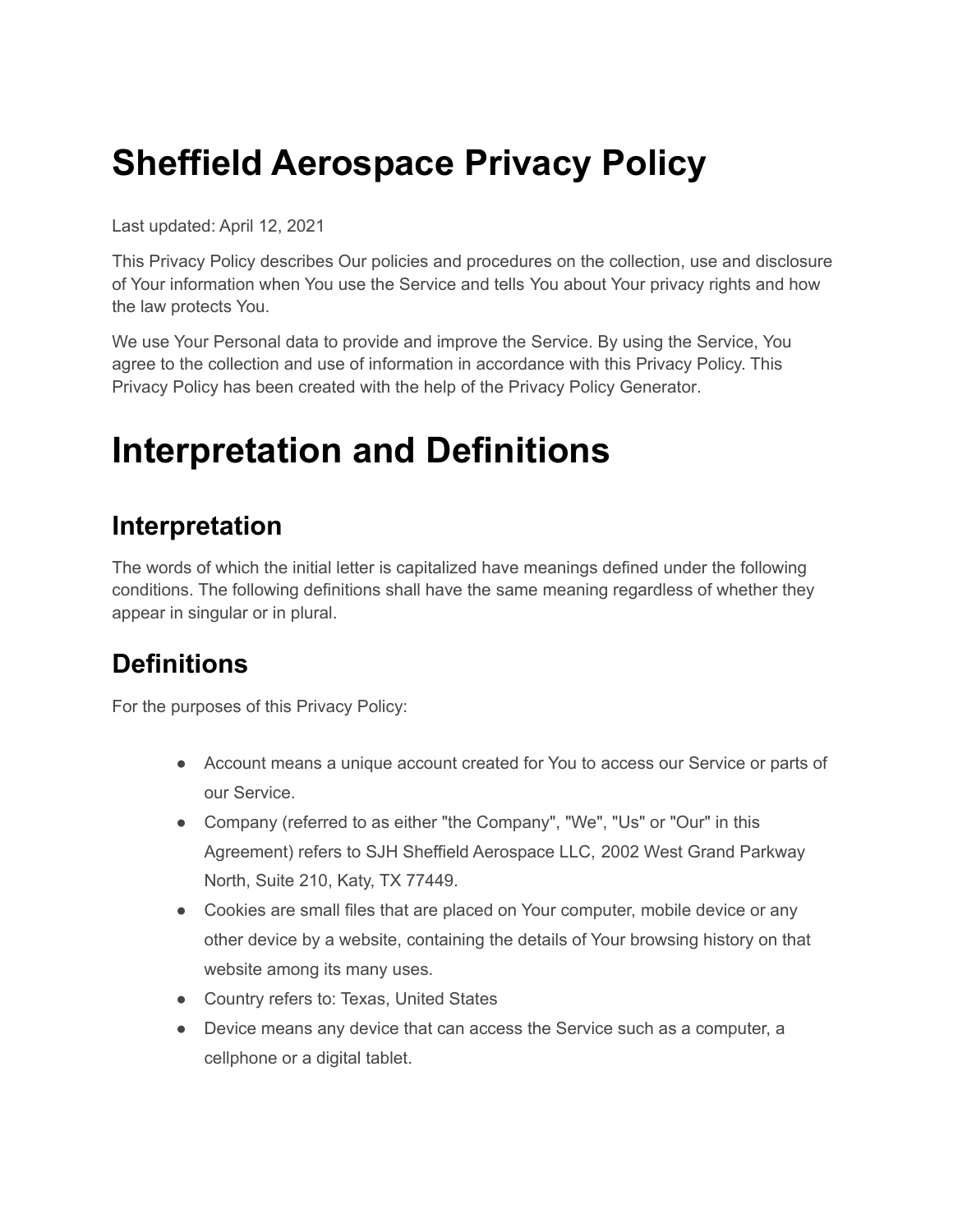# Sheffield Aerospace Privacy Policy

Last updated: April 12, 2021

This Privacy Policy describes Our policies and procedures on the collection, use and disclosure of Your information when You use the Service and tells You about Your privacy rights and how the law protects You.

We use Your Personal data to provide and improve the Service. By using the Service, You agree to the collection and use of information in accordance with this Privacy Policy. This Privacy Policy has been created with the help of the Privacy Policy Generator.

# Interpretation and Definitions

## Interpretation

The words of which the initial letter is capitalized have meanings defined under the following conditions. The following definitions shall have the same meaning regardless of whether they appear in singular or in plural.

## Definitions

For the purposes of this Privacy Policy:

- Account means a unique account created for You to access our Service or parts of our Service.
- Company (referred to as either "the Company", "We", "Us" or "Our" in this Agreement) refers to SJH Sheffield Aerospace LLC, 2002 West Grand Parkway North, Suite 210, Katy, TX 77449.
- Cookies are small files that are placed on Your computer, mobile device or any other device by a website, containing the details of Your browsing history on that website among its many uses.
- Country refers to: Texas, United States
- Device means any device that can access the Service such as a computer, a cellphone or a digital tablet.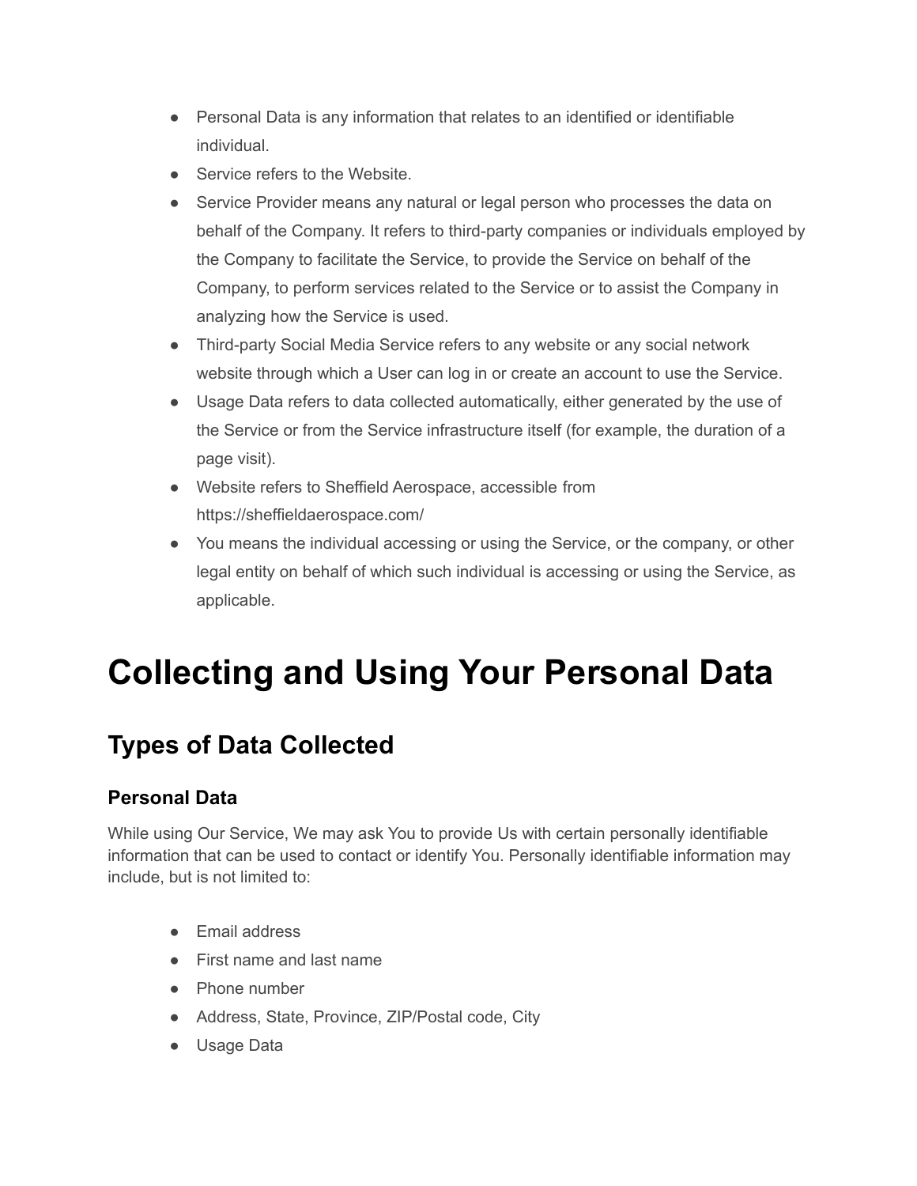- Personal Data is any information that relates to an identified or identifiable individual.
- Service refers to the Website.
- Service Provider means any natural or legal person who processes the data on behalf of the Company. It refers to third-party companies or individuals employed by the Company to facilitate the Service, to provide the Service on behalf of the Company, to perform services related to the Service or to assist the Company in analyzing how the Service is used.
- Third-party Social Media Service refers to any website or any social network website through which a User can log in or create an account to use the Service.
- Usage Data refers to data collected automatically, either generated by the use of the Service or from the Service infrastructure itself (for example, the duration of a page visit).
- Website refers to Sheffield Aerospace, accessible from https://sheffieldaerospace.com/
- You means the individual accessing or using the Service, or the company, or other legal entity on behalf of which such individual is accessing or using the Service, as applicable.

# Collecting and Using Your Personal Data

## Types of Data Collected

### Personal Data

While using Our Service, We may ask You to provide Us with certain personally identifiable information that can be used to contact or identify You. Personally identifiable information may include, but is not limited to:

- Email address
- First name and last name
- Phone number
- Address, State, Province, ZIP/Postal code, City
- Usage Data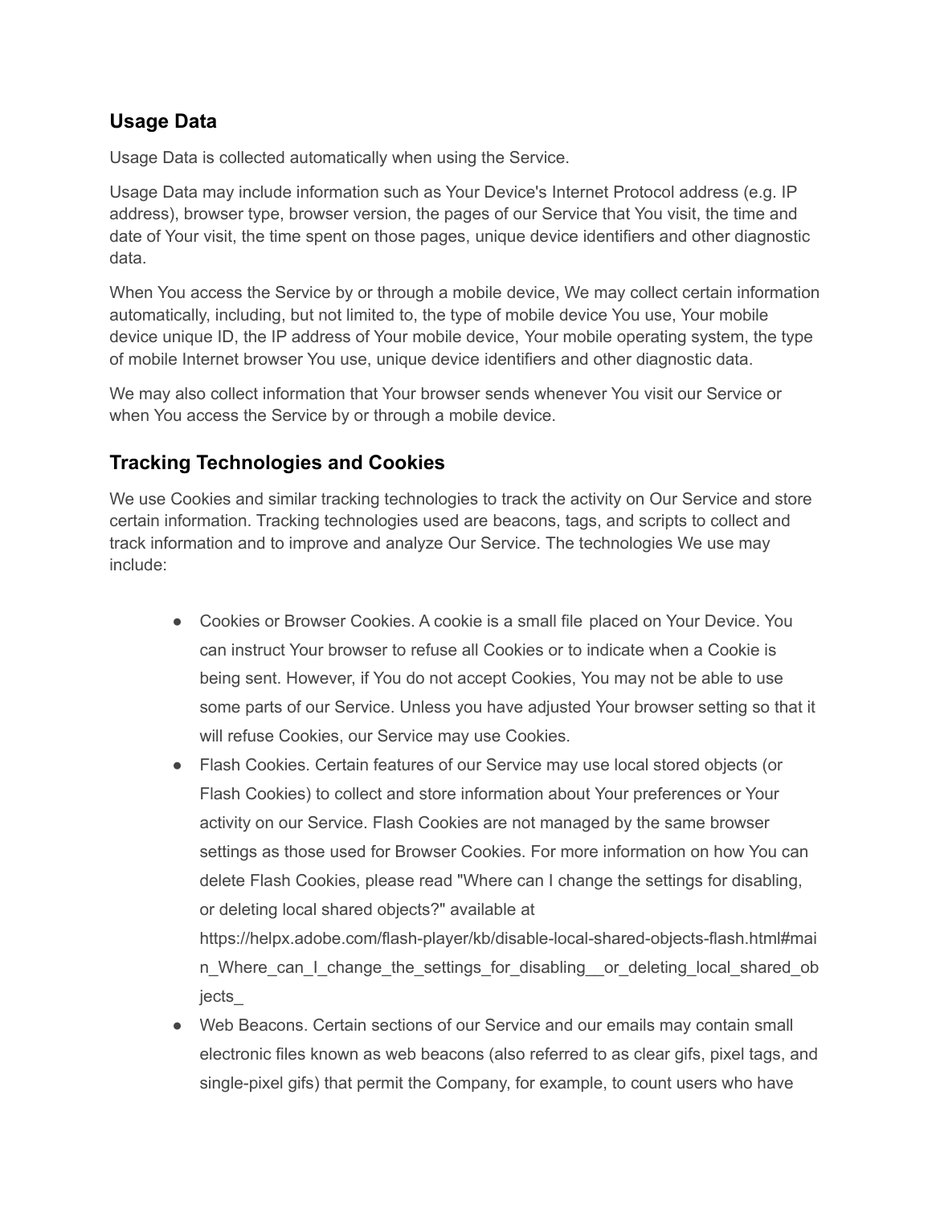## Usage Data

Usage Data is collected automatically when using the Service.

Usage Data may include information such as Your Device's Internet Protocol address (e.g. IP address), browser type, browser version, the pages of our Service that You visit, the time and date of Your visit, the time spent on those pages, unique device identifiers and other diagnostic data.

When You access the Service by or through a mobile device, We may collect certain information automatically, including, but not limited to, the type of mobile device You use, Your mobile device unique ID, the IP address of Your mobile device, Your mobile operating system, the type of mobile Internet browser You use, unique device identifiers and other diagnostic data.

We may also collect information that Your browser sends whenever You visit our Service or when You access the Service by or through a mobile device.

## Tracking Technologies and Cookies

We use Cookies and similar tracking technologies to track the activity on Our Service and store certain information. Tracking technologies used are beacons, tags, and scripts to collect and track information and to improve and analyze Our Service. The technologies We use may include:

- Cookies or Browser Cookies. A cookie is a small file placed on Your Device. You can instruct Your browser to refuse all Cookies or to indicate when a Cookie is being sent. However, if You do not accept Cookies, You may not be able to use some parts of our Service. Unless you have adjusted Your browser setting so that it will refuse Cookies, our Service may use Cookies.
- Flash Cookies. Certain features of our Service may use local stored objects (or Flash Cookies) to collect and store information about Your preferences or Your activity on our Service. Flash Cookies are not managed by the same browser settings as those used for Browser Cookies. For more information on how You can delete Flash Cookies, please read "Where can I change the settings for disabling, or deleting local shared objects?" available at https://helpx.adobe.com/flash-player/kb/disable-local-shared-objects-flash.html#main_Where_can_I_change_the_settings_for_disabling__or_deleting_local_shared_objects_
- Web Beacons. Certain sections of our Service and our emails may contain small electronic files known as web beacons (also referred to as clear gifs, pixel tags, and single-pixel gifs) that permit the Company, for example, to count users who have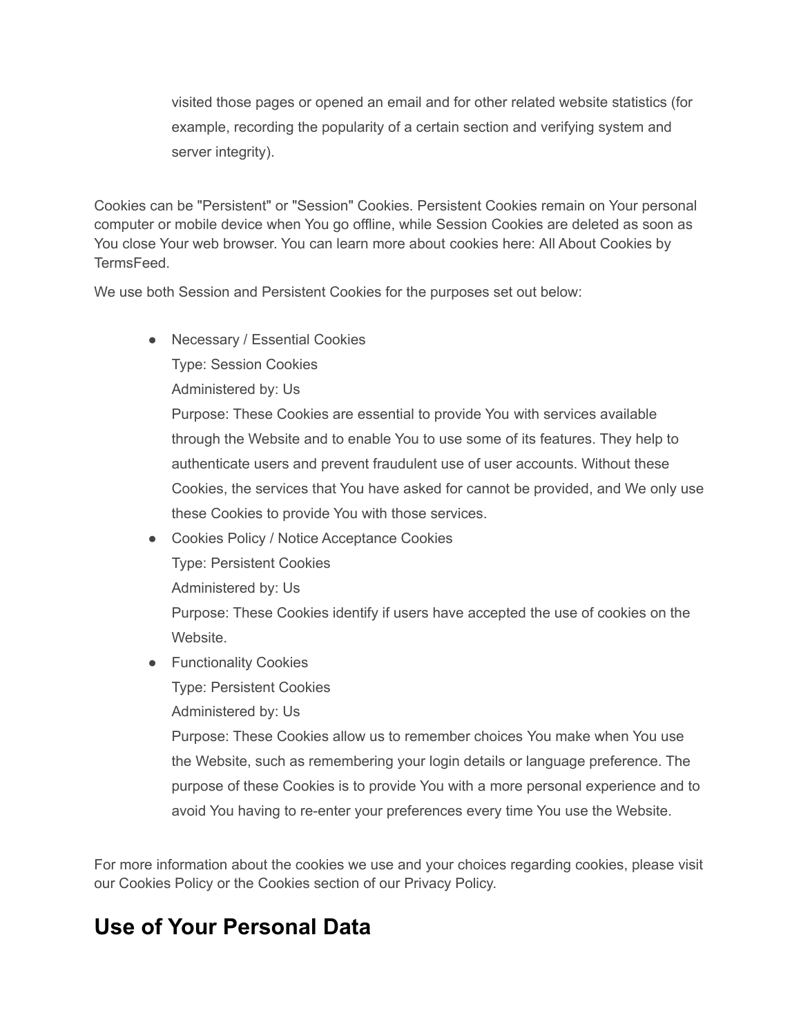visited those pages or opened an email and for other related website statistics (for example, recording the popularity of a certain section and verifying system and server integrity).

Cookies can be "Persistent" or "Session" Cookies. Persistent Cookies remain on Your personal computer or mobile device when You go offline, while Session Cookies are deleted as soon as You close Your web browser. You can learn more about cookies here: All About Cookies by TermsFeed.

We use both Session and Persistent Cookies for the purposes set out below:

- Necessary / Essential Cookies
  Type: Session Cookies
  Administered by: Us
  Purpose: These Cookies are essential to provide You with services available through the Website and to enable You to use some of its features. They help to authenticate users and prevent fraudulent use of user accounts. Without these Cookies, the services that You have asked for cannot be provided, and We only use these Cookies to provide You with those services.
- Cookies Policy / Notice Acceptance Cookies
  Type: Persistent Cookies
  Administered by: Us
  Purpose: These Cookies identify if users have accepted the use of cookies on the Website.
- Functionality Cookies
  Type: Persistent Cookies
  Administered by: Us
  Purpose: These Cookies allow us to remember choices You make when You use the Website, such as remembering your login details or language preference. The purpose of these Cookies is to provide You with a more personal experience and to avoid You having to re-enter your preferences every time You use the Website.

For more information about the cookies we use and your choices regarding cookies, please visit our Cookies Policy or the Cookies section of our Privacy Policy.

## Use of Your Personal Data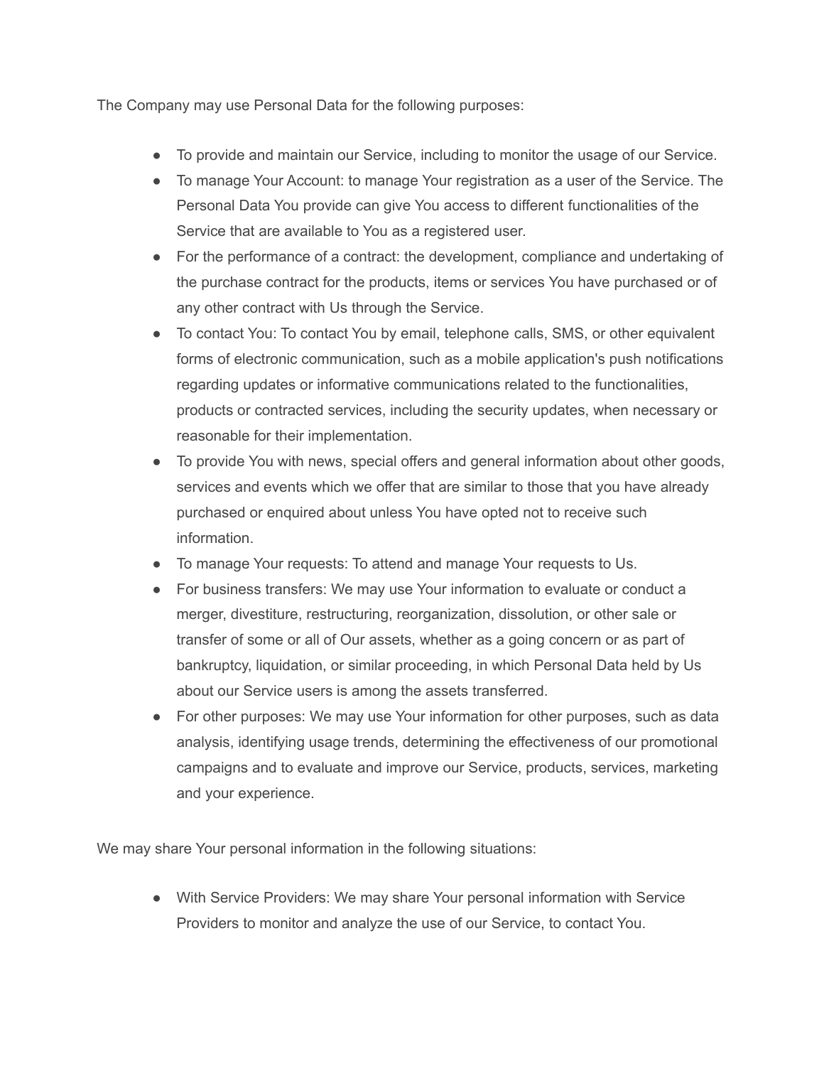The Company may use Personal Data for the following purposes:

- To provide and maintain our Service, including to monitor the usage of our Service.
- To manage Your Account: to manage Your registration as a user of the Service. The Personal Data You provide can give You access to different functionalities of the Service that are available to You as a registered user.
- For the performance of a contract: the development, compliance and undertaking of the purchase contract for the products, items or services You have purchased or of any other contract with Us through the Service.
- To contact You: To contact You by email, telephone calls, SMS, or other equivalent forms of electronic communication, such as a mobile application's push notifications regarding updates or informative communications related to the functionalities, products or contracted services, including the security updates, when necessary or reasonable for their implementation.
- To provide You with news, special offers and general information about other goods, services and events which we offer that are similar to those that you have already purchased or enquired about unless You have opted not to receive such information.
- To manage Your requests: To attend and manage Your requests to Us.
- For business transfers: We may use Your information to evaluate or conduct a merger, divestiture, restructuring, reorganization, dissolution, or other sale or transfer of some or all of Our assets, whether as a going concern or as part of bankruptcy, liquidation, or similar proceeding, in which Personal Data held by Us about our Service users is among the assets transferred.
- For other purposes: We may use Your information for other purposes, such as data analysis, identifying usage trends, determining the effectiveness of our promotional campaigns and to evaluate and improve our Service, products, services, marketing and your experience.

We may share Your personal information in the following situations:

- With Service Providers: We may share Your personal information with Service Providers to monitor and analyze the use of our Service, to contact You.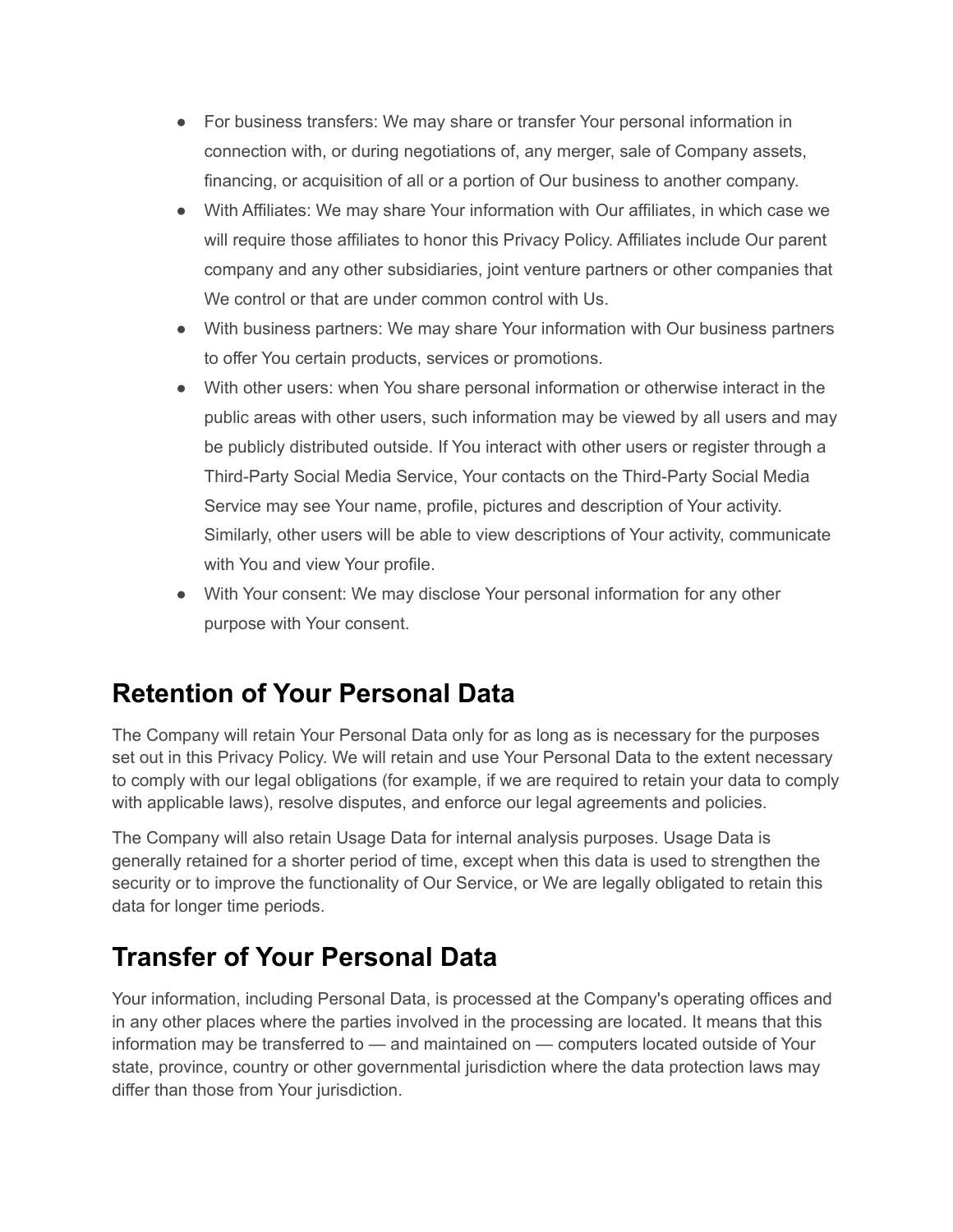- For business transfers: We may share or transfer Your personal information in connection with, or during negotiations of, any merger, sale of Company assets, financing, or acquisition of all or a portion of Our business to another company.
- With Affiliates: We may share Your information with Our affiliates, in which case we will require those affiliates to honor this Privacy Policy. Affiliates include Our parent company and any other subsidiaries, joint venture partners or other companies that We control or that are under common control with Us.
- With business partners: We may share Your information with Our business partners to offer You certain products, services or promotions.
- With other users: when You share personal information or otherwise interact in the public areas with other users, such information may be viewed by all users and may be publicly distributed outside. If You interact with other users or register through a Third-Party Social Media Service, Your contacts on the Third-Party Social Media Service may see Your name, profile, pictures and description of Your activity. Similarly, other users will be able to view descriptions of Your activity, communicate with You and view Your profile.
- With Your consent: We may disclose Your personal information for any other purpose with Your consent.

## Retention of Your Personal Data

The Company will retain Your Personal Data only for as long as is necessary for the purposes set out in this Privacy Policy. We will retain and use Your Personal Data to the extent necessary to comply with our legal obligations (for example, if we are required to retain your data to comply with applicable laws), resolve disputes, and enforce our legal agreements and policies.

The Company will also retain Usage Data for internal analysis purposes. Usage Data is generally retained for a shorter period of time, except when this data is used to strengthen the security or to improve the functionality of Our Service, or We are legally obligated to retain this data for longer time periods.

## Transfer of Your Personal Data

Your information, including Personal Data, is processed at the Company's operating offices and in any other places where the parties involved in the processing are located. It means that this information may be transferred to — and maintained on — computers located outside of Your state, province, country or other governmental jurisdiction where the data protection laws may differ than those from Your jurisdiction.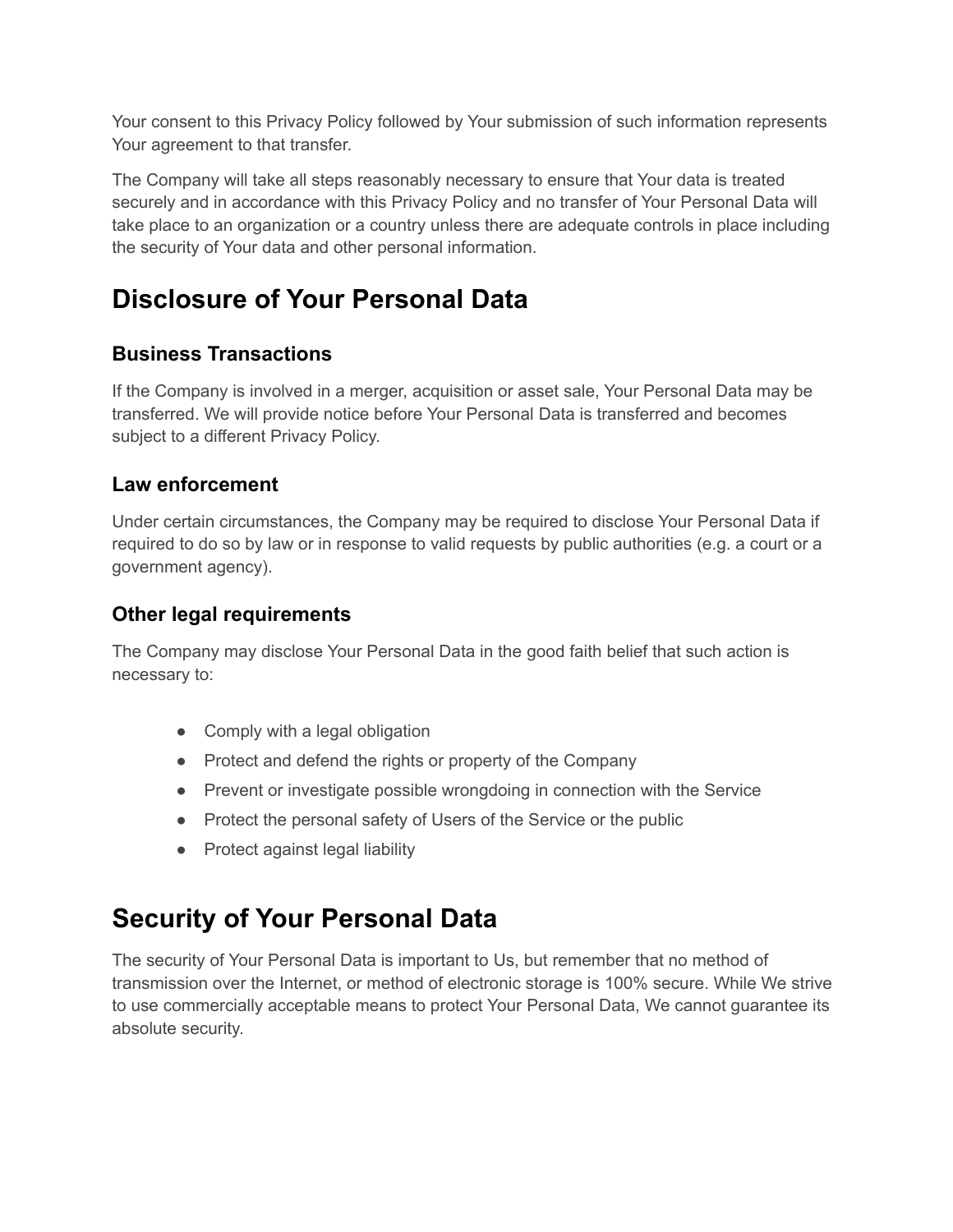Your consent to this Privacy Policy followed by Your submission of such information represents Your agreement to that transfer.

The Company will take all steps reasonably necessary to ensure that Your data is treated securely and in accordance with this Privacy Policy and no transfer of Your Personal Data will take place to an organization or a country unless there are adequate controls in place including the security of Your data and other personal information.

# Disclosure of Your Personal Data

## Business Transactions

If the Company is involved in a merger, acquisition or asset sale, Your Personal Data may be transferred. We will provide notice before Your Personal Data is transferred and becomes subject to a different Privacy Policy.

## Law enforcement

Under certain circumstances, the Company may be required to disclose Your Personal Data if required to do so by law or in response to valid requests by public authorities (e.g. a court or a government agency).

## Other legal requirements

The Company may disclose Your Personal Data in the good faith belief that such action is necessary to:

- Comply with a legal obligation
- Protect and defend the rights or property of the Company
- Prevent or investigate possible wrongdoing in connection with the Service
- Protect the personal safety of Users of the Service or the public
- Protect against legal liability

# Security of Your Personal Data

The security of Your Personal Data is important to Us, but remember that no method of transmission over the Internet, or method of electronic storage is 100% secure. While We strive to use commercially acceptable means to protect Your Personal Data, We cannot guarantee its absolute security.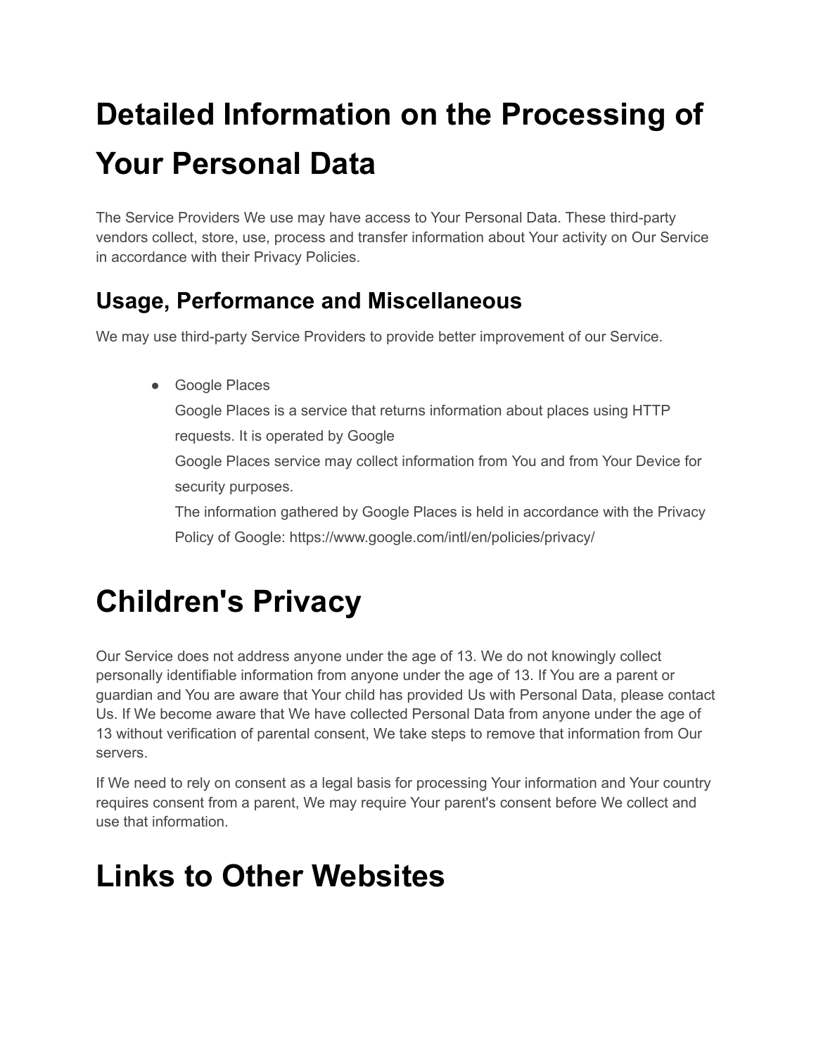# Detailed Information on the Processing of Your Personal Data

The Service Providers We use may have access to Your Personal Data. These third-party vendors collect, store, use, process and transfer information about Your activity on Our Service in accordance with their Privacy Policies.

## Usage, Performance and Miscellaneous

We may use third-party Service Providers to provide better improvement of our Service.

- Google Places
  Google Places is a service that returns information about places using HTTP requests. It is operated by Google
  Google Places service may collect information from You and from Your Device for security purposes.
  The information gathered by Google Places is held in accordance with the Privacy Policy of Google: https://www.google.com/intl/en/policies/privacy/

# Children's Privacy

Our Service does not address anyone under the age of 13. We do not knowingly collect personally identifiable information from anyone under the age of 13. If You are a parent or guardian and You are aware that Your child has provided Us with Personal Data, please contact Us. If We become aware that We have collected Personal Data from anyone under the age of 13 without verification of parental consent, We take steps to remove that information from Our servers.

If We need to rely on consent as a legal basis for processing Your information and Your country requires consent from a parent, We may require Your parent's consent before We collect and use that information.

# Links to Other Websites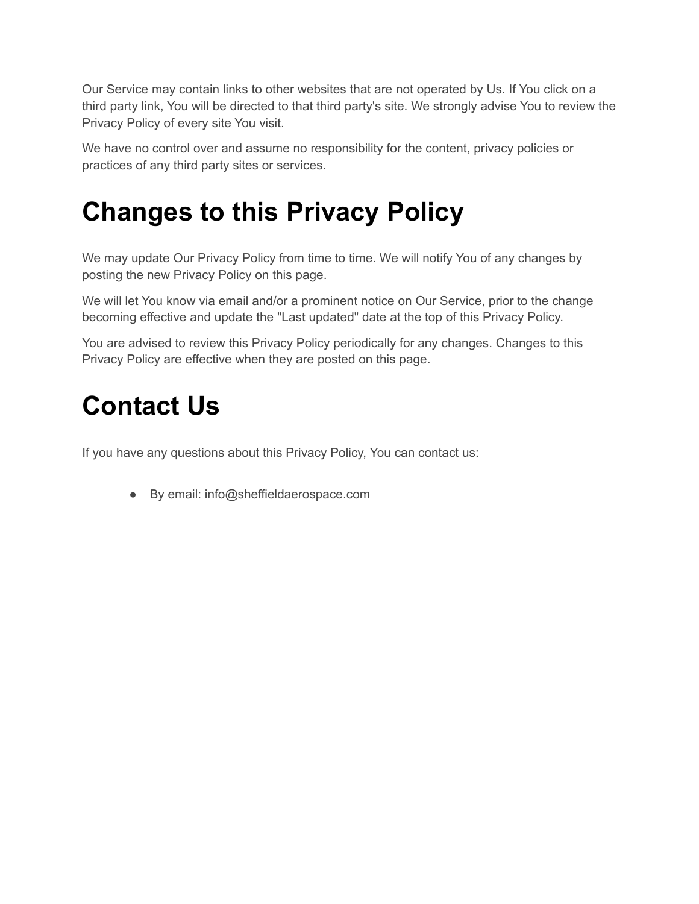Our Service may contain links to other websites that are not operated by Us. If You click on a third party link, You will be directed to that third party's site. We strongly advise You to review the Privacy Policy of every site You visit.

We have no control over and assume no responsibility for the content, privacy policies or practices of any third party sites or services.

# Changes to this Privacy Policy

We may update Our Privacy Policy from time to time. We will notify You of any changes by posting the new Privacy Policy on this page.

We will let You know via email and/or a prominent notice on Our Service, prior to the change becoming effective and update the "Last updated" date at the top of this Privacy Policy.

You are advised to review this Privacy Policy periodically for any changes. Changes to this Privacy Policy are effective when they are posted on this page.

# Contact Us

If you have any questions about this Privacy Policy, You can contact us:

- By email: info@sheffieldaerospace.com